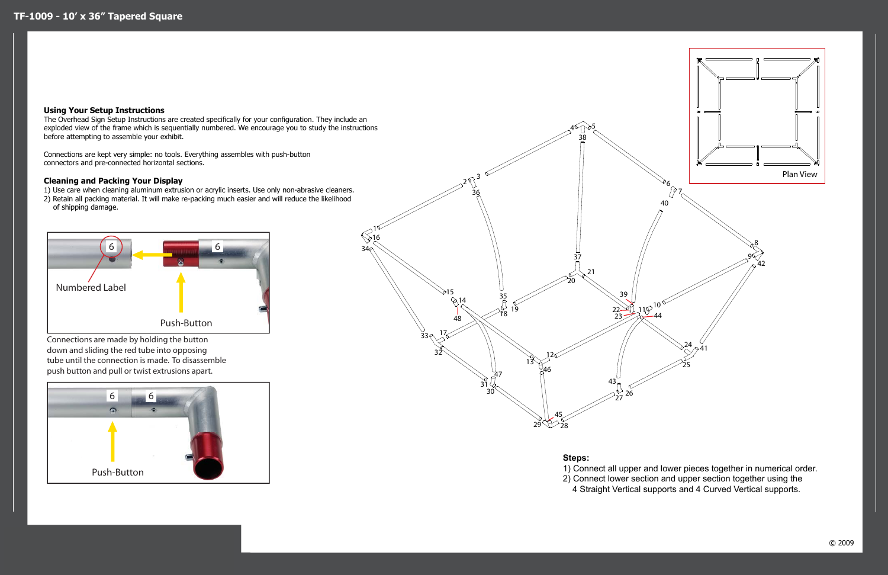# TF-1009 - 10' x 36" Tapered Square

### Using Your Setup Instructions

The Overhead Sign Setup Instructions are created specifically for your configuration. They include an exploded view of the frame which is sequentially numbered. We encourage you to study the instructions before attempting to assemble your exhibit.

Connections are kept very simple: no tools. Everything assembles with push-button connectors and pre-connected horizontal sections.

### Cleaning and Packing Your Display

1) Use care when cleaning aluminum extrusion or acrylic inserts. Use only non-abrasive cleaners.
2) Retain all packing material. It will make re-packing much easier and will reduce the likelihood of shipping damage.

Numbered Label

Push-Button

Connections are made by holding the button down and sliding the red tube into opposing tube until the connection is made. To disassemble push button and pull or twist extrusions apart.

Push-Button

Plan View

**Steps:**

1) Connect all upper and lower pieces together in numerical order.
2) Connect lower section and upper section together using the 4 Straight Vertical supports and 4 Curved Vertical supports.

© 2009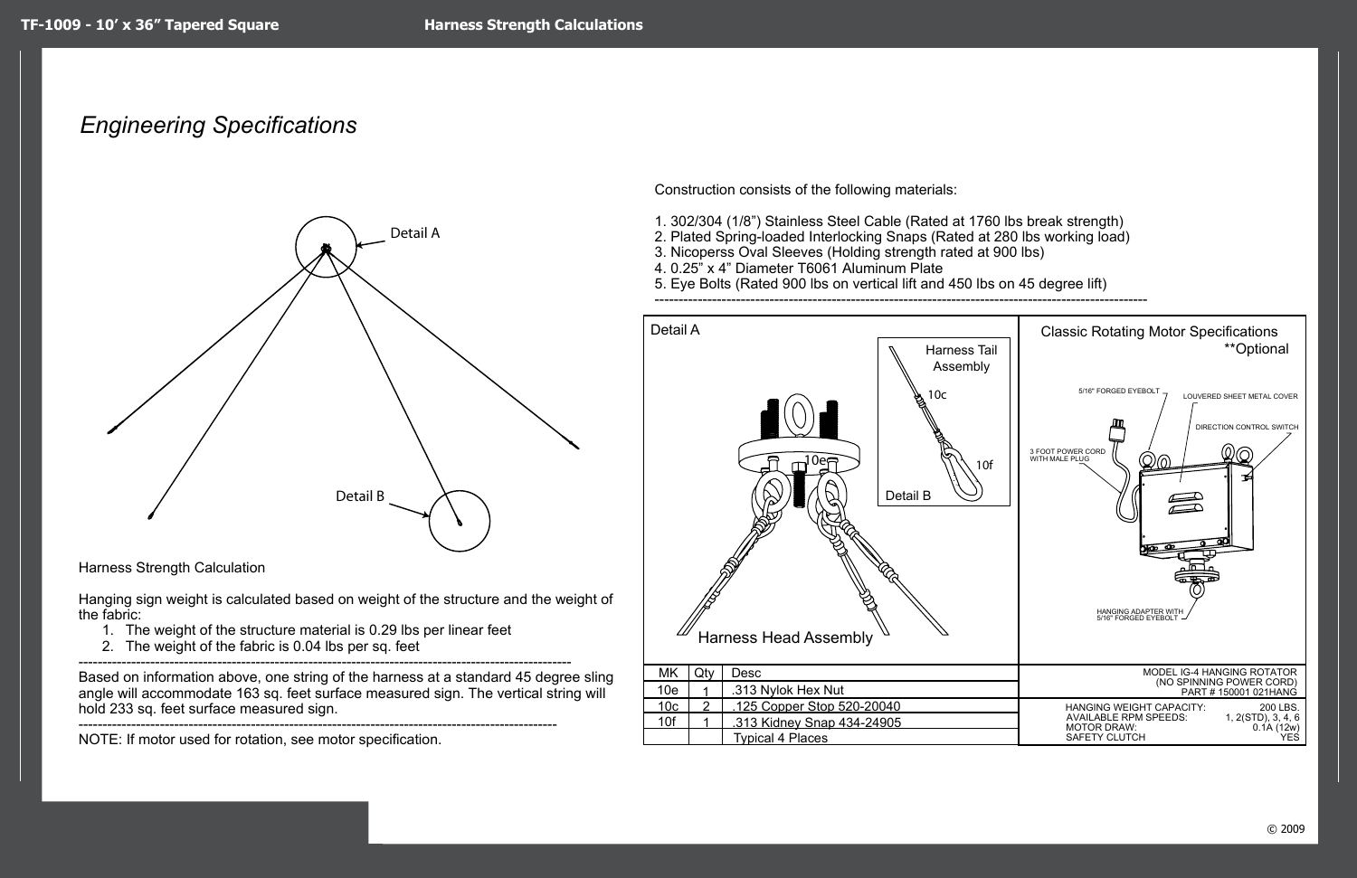# *Engineering Specifications*

Detail A

Detail B

Harness Strength Calculation

Hanging sign weight is calculated based on weight of the structure and the weight of the fabric:

1. The weight of the structure material is 0.29 lbs per linear feet
2. The weight of the fabric is 0.04 lbs per sq. feet

----------------------------------------------------------------------------------------------------

Based on information above, one string of the harness at a standard 45 degree sling angle will accommodate 163 sq. feet surface measured sign. The vertical string will hold 233 sq. feet surface measured sign.

----------------------------------------------------------------------------------------------------

NOTE: If motor used for rotation, see motor specification.

Construction consists of the following materials:

1. 302/304 (1/8") Stainless Steel Cable (Rated at 1760 lbs break strength)
2. Plated Spring-loaded Interlocking Snaps (Rated at 280 lbs working load)
3. Nicoperss Oval Sleeves (Holding strength rated at 900 lbs)
4. 0.25" x 4" Diameter T6061 Aluminum Plate
5. Eye Bolts (Rated 900 lbs on vertical lift and 450 lbs on 45 degree lift)

----------------------------------------------------------------------------------------------------

Detail A

Harness Tail Assembly

10c

10f

Detail B

10e

Harness Head Assembly

| MK | Qty | Desc |
|---|---|---|
| 10e | 1 | .313 Nylok Hex Nut |
| 10c | 2 | .125 Copper Stop 520-20040 |
| 10f | 1 | .313 Kidney Snap 434-24905 |
| | | Typical 4 Places |

Classic Rotating Motor Specifications
**Optional

5/16" FORGED EYEBOLT

LOUVERED SHEET METAL COVER

DIRECTION CONTROL SWITCH

3 FOOT POWER CORD WITH MALE PLUG

HANGING ADAPTER WITH 5/16" FORGED EYEBOLT

MODEL IG-4 HANGING ROTATOR
(NO SPINNING POWER CORD)
PART # 150001 021HANG

| | |
|---|---|
| HANGING WEIGHT CAPACITY: | 200 LBS. |
| AVAILABLE RPM SPEEDS: | 1, 2(STD), 3, 4, 6 |
| MOTOR DRAW: | 0.1A (12w) |
| SAFETY CLUTCH | YES |

© 2009